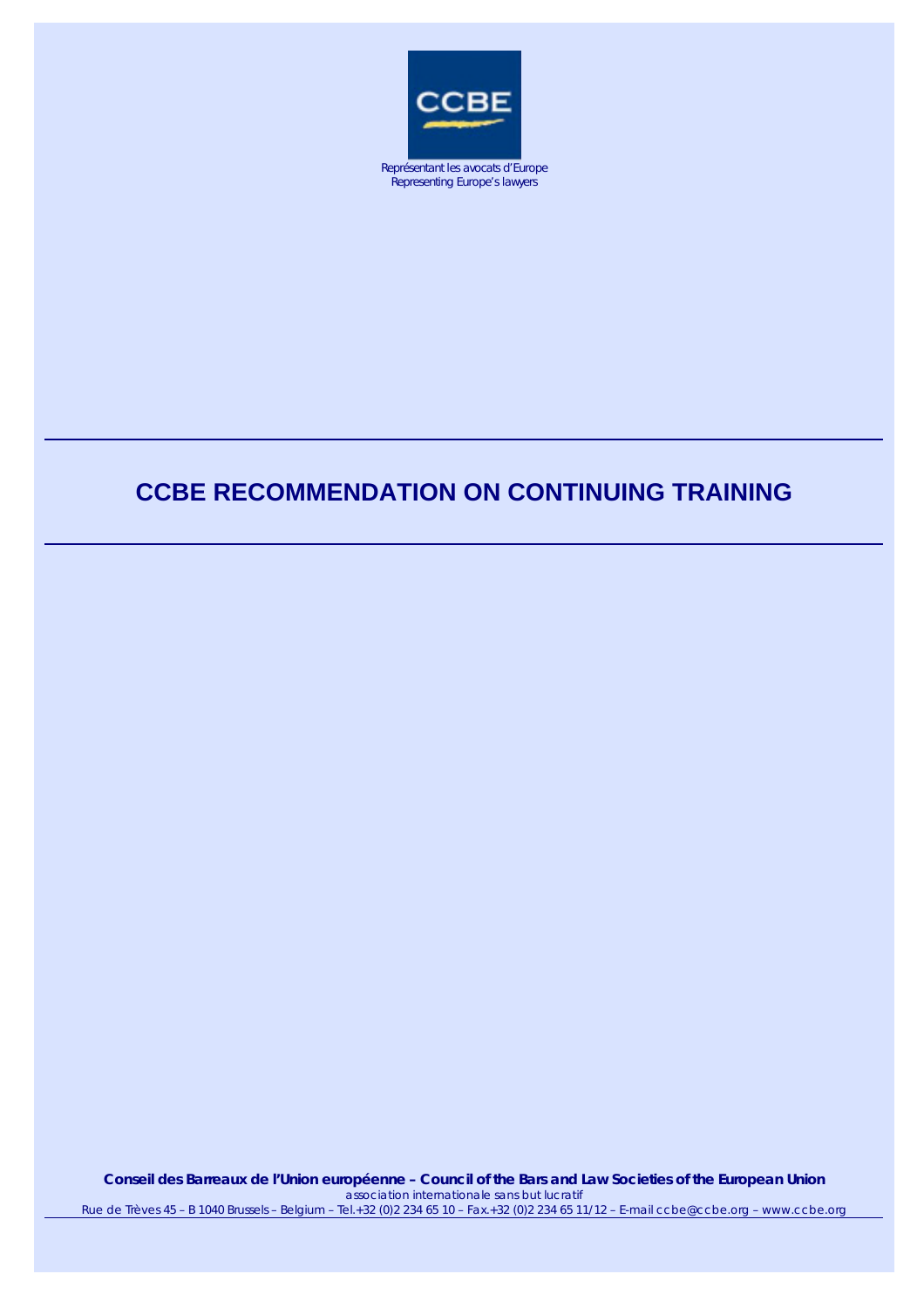CCBE

Représentant les avocats d'Europe
Representing Europe's lawyers

# CCBE RECOMMENDATION ON CONTINUING TRAINING

**Conseil des Barreaux de l'Union européenne – Council of the Bars and Law Societies of the European Union**
*association internationale sans but lucratif*
*Rue de Trèves 45 – B 1040 Brussels – Belgium – Tel.+32 (0)2 234 65 10 – Fax.+32 (0)2 234 65 11/12 – E-mail ccbe@ccbe.org – www.ccbe.org*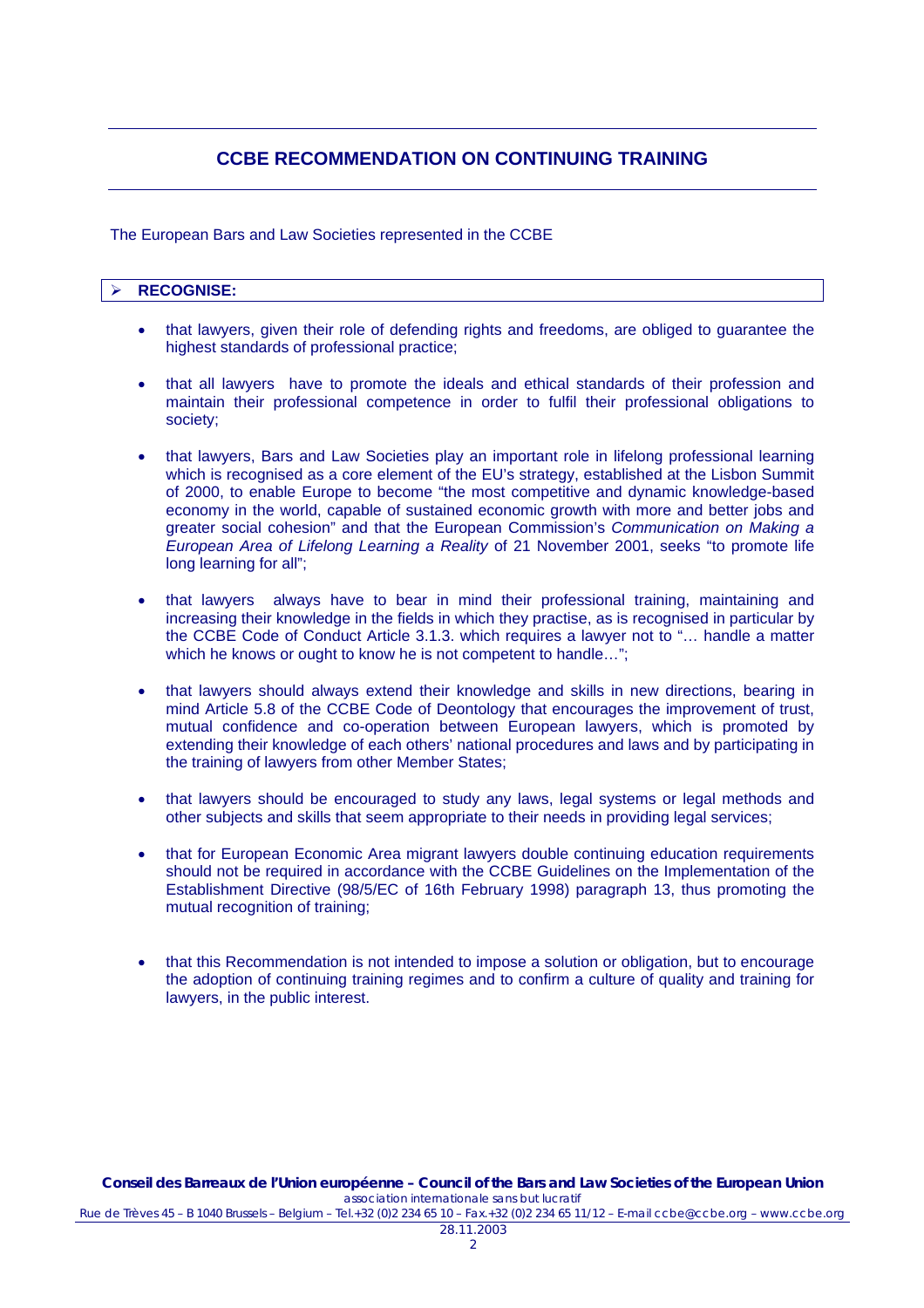## CCBE RECOMMENDATION ON CONTINUING TRAINING

The European Bars and Law Societies represented in the CCBE

- **RECOGNISE:**

  - that lawyers, given their role of defending rights and freedoms, are obliged to guarantee the highest standards of professional practice;

  - that all lawyers have to promote the ideals and ethical standards of their profession and maintain their professional competence in order to fulfil their professional obligations to society;

  - that lawyers, Bars and Law Societies play an important role in lifelong professional learning which is recognised as a core element of the EU's strategy, established at the Lisbon Summit of 2000, to enable Europe to become "the most competitive and dynamic knowledge-based economy in the world, capable of sustained economic growth with more and better jobs and greater social cohesion" and that the European Commission's *Communication on Making a European Area of Lifelong Learning a Reality* of 21 November 2001, seeks "to promote life long learning for all";

  - that lawyers always have to bear in mind their professional training, maintaining and increasing their knowledge in the fields in which they practise, as is recognised in particular by the CCBE Code of Conduct Article 3.1.3. which requires a lawyer not to "… handle a matter which he knows or ought to know he is not competent to handle…";

  - that lawyers should always extend their knowledge and skills in new directions, bearing in mind Article 5.8 of the CCBE Code of Deontology that encourages the improvement of trust, mutual confidence and co-operation between European lawyers, which is promoted by extending their knowledge of each others' national procedures and laws and by participating in the training of lawyers from other Member States;

  - that lawyers should be encouraged to study any laws, legal systems or legal methods and other subjects and skills that seem appropriate to their needs in providing legal services;

  - that for European Economic Area migrant lawyers double continuing education requirements should not be required in accordance with the CCBE Guidelines on the Implementation of the Establishment Directive (98/5/EC of 16th February 1998) paragraph 13, thus promoting the mutual recognition of training;

  - that this Recommendation is not intended to impose a solution or obligation, but to encourage the adoption of continuing training regimes and to confirm a culture of quality and training for lawyers, in the public interest.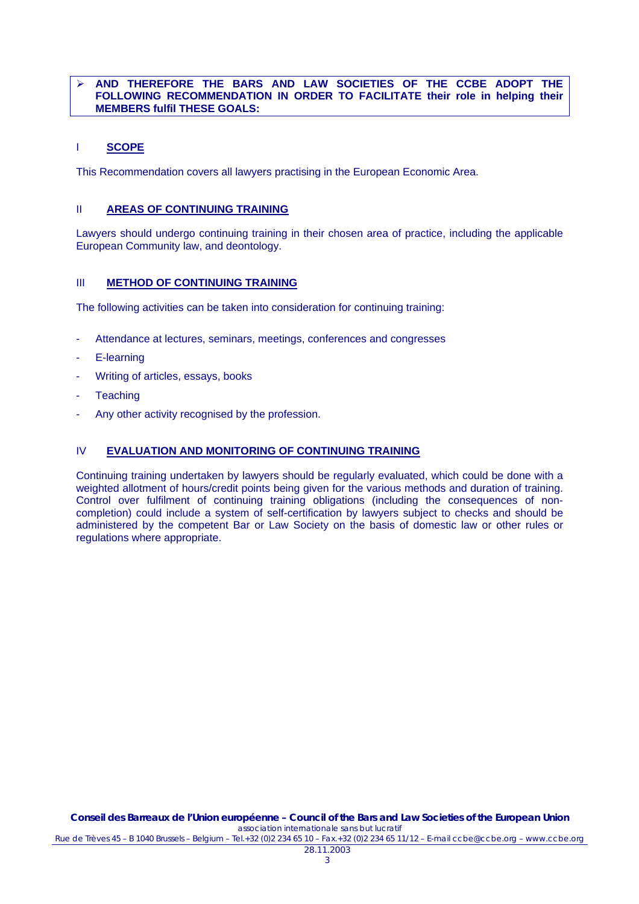- **AND THEREFORE THE BARS AND LAW SOCIETIES OF THE CCBE ADOPT THE FOLLOWING RECOMMENDATION IN ORDER TO FACILITATE their role in helping their MEMBERS fulfil THESE GOALS:**

## I SCOPE

This Recommendation covers all lawyers practising in the European Economic Area.

## II AREAS OF CONTINUING TRAINING

Lawyers should undergo continuing training in their chosen area of practice, including the applicable European Community law, and deontology.

## III METHOD OF CONTINUING TRAINING

The following activities can be taken into consideration for continuing training:

- Attendance at lectures, seminars, meetings, conferences and congresses
- E-learning
- Writing of articles, essays, books
- Teaching
- Any other activity recognised by the profession.

## IV EVALUATION AND MONITORING OF CONTINUING TRAINING

Continuing training undertaken by lawyers should be regularly evaluated, which could be done with a weighted allotment of hours/credit points being given for the various methods and duration of training. Control over fulfilment of continuing training obligations (including the consequences of non-completion) could include a system of self-certification by lawyers subject to checks and should be administered by the competent Bar or Law Society on the basis of domestic law or other rules or regulations where appropriate.